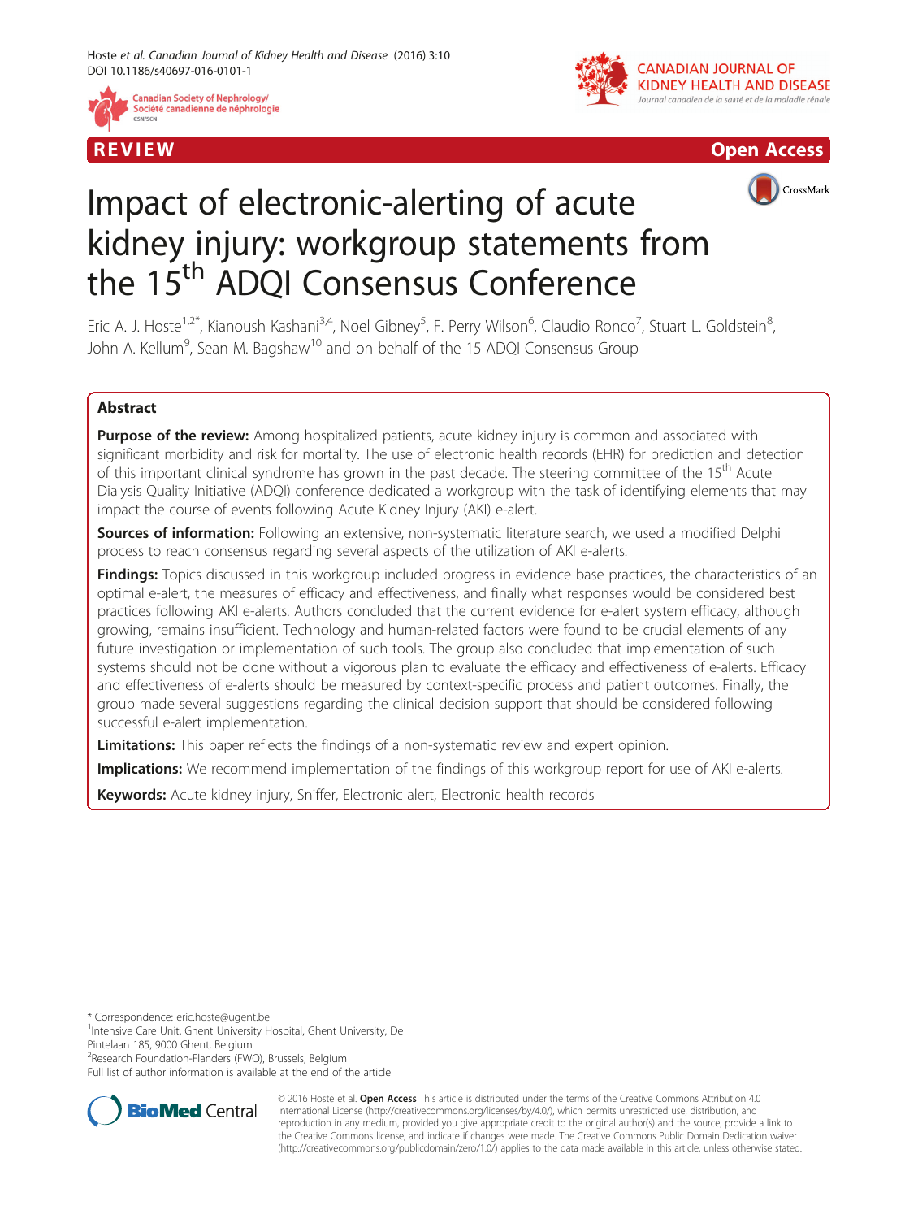REVIEW Open Access

# Impact of electronic-alerting of acute kidney injury: workgroup statements from the 15th ADQI Consensus Conference

Eric A. J. Hoste[1,2*], Kianoush Kashani[3,4], Noel Gibney[5], F. Perry Wilson[6], Claudio Ronco[7], Stuart L. Goldstein[8], John A. Kellum[9], Sean M. Bagshaw[10] and on behalf of the 15 ADQI Consensus Group

## Abstract

**Purpose of the review:** Among hospitalized patients, acute kidney injury is common and associated with significant morbidity and risk for mortality. The use of electronic health records (EHR) for prediction and detection of this important clinical syndrome has grown in the past decade. The steering committee of the 15th Acute Dialysis Quality Initiative (ADQI) conference dedicated a workgroup with the task of identifying elements that may impact the course of events following Acute Kidney Injury (AKI) e-alert.

**Sources of information:** Following an extensive, non-systematic literature search, we used a modified Delphi process to reach consensus regarding several aspects of the utilization of AKI e-alerts.

**Findings:** Topics discussed in this workgroup included progress in evidence base practices, the characteristics of an optimal e-alert, the measures of efficacy and effectiveness, and finally what responses would be considered best practices following AKI e-alerts. Authors concluded that the current evidence for e-alert system efficacy, although growing, remains insufficient. Technology and human-related factors were found to be crucial elements of any future investigation or implementation of such tools. The group also concluded that implementation of such systems should not be done without a vigorous plan to evaluate the efficacy and effectiveness of e-alerts. Efficacy and effectiveness of e-alerts should be measured by context-specific process and patient outcomes. Finally, the group made several suggestions regarding the clinical decision support that should be considered following successful e-alert implementation.

**Limitations:** This paper reflects the findings of a non-systematic review and expert opinion.

**Implications:** We recommend implementation of the findings of this workgroup report for use of AKI e-alerts.

**Keywords:** Acute kidney injury, Sniffer, Electronic alert, Electronic health records

---

* Correspondence: eric.hoste@ugent.be
[1]Intensive Care Unit, Ghent University Hospital, Ghent University, De Pintelaan 185, 9000 Ghent, Belgium
[2]Research Foundation-Flanders (FWO), Brussels, Belgium
Full list of author information is available at the end of the article

© 2016 Hoste et al. **Open Access** This article is distributed under the terms of the Creative Commons Attribution 4.0 International License (http://creativecommons.org/licenses/by/4.0/), which permits unrestricted use, distribution, and reproduction in any medium, provided you give appropriate credit to the original author(s) and the source, provide a link to the Creative Commons license, and indicate if changes were made. The Creative Commons Public Domain Dedication waiver (http://creativecommons.org/publicdomain/zero/1.0/) applies to the data made available in this article, unless otherwise stated.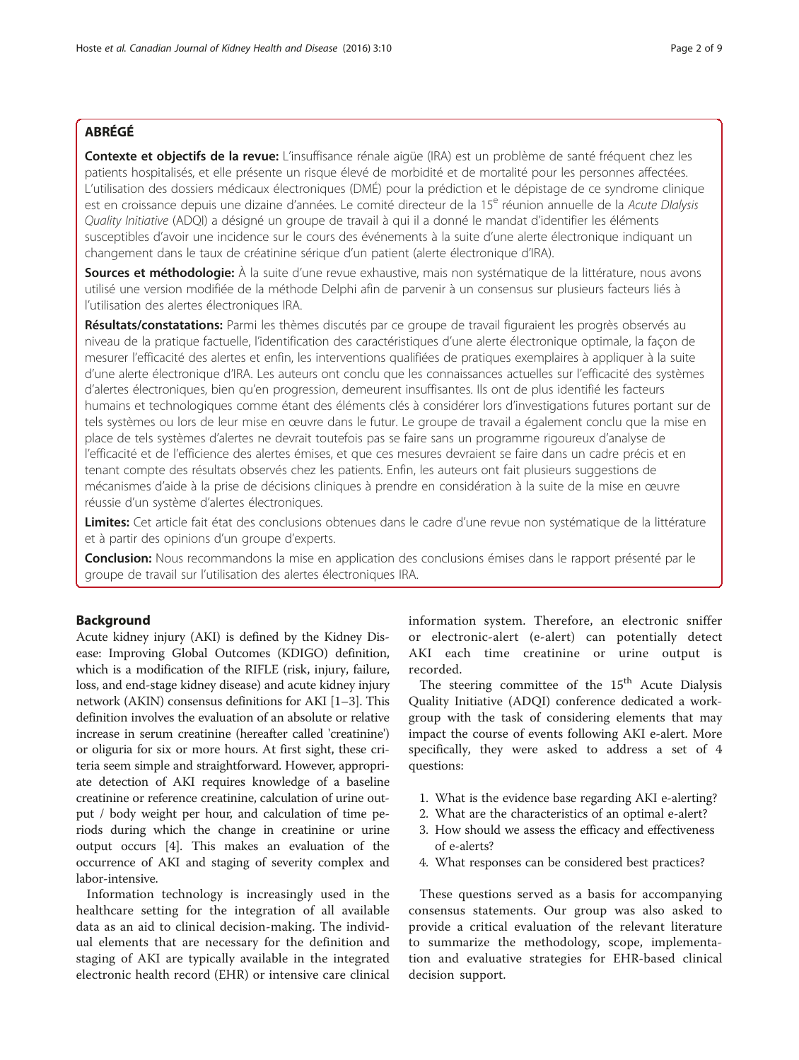## ABRÉGÉ

**Contexte et objectifs de la revue:** L'insuffisance rénale aigüe (IRA) est un problème de santé fréquent chez les patients hospitalisés, et elle présente un risque élevé de morbidité et de mortalité pour les personnes affectées. L'utilisation des dossiers médicaux électroniques (DMÉ) pour la prédiction et le dépistage de ce syndrome clinique est en croissance depuis une dizaine d'années. Le comité directeur de la 15[e] réunion annuelle de la *Acute DIalysis Quality Initiative* (ADQI) a désigné un groupe de travail à qui il a donné le mandat d'identifier les éléments susceptibles d'avoir une incidence sur le cours des événements à la suite d'une alerte électronique indiquant un changement dans le taux de créatinine sérique d'un patient (alerte électronique d'IRA).

**Sources et méthodologie:** À la suite d'une revue exhaustive, mais non systématique de la littérature, nous avons utilisé une version modifiée de la méthode Delphi afin de parvenir à un consensus sur plusieurs facteurs liés à l'utilisation des alertes électroniques IRA.

**Résultats/constatations:** Parmi les thèmes discutés par ce groupe de travail figuraient les progrès observés au niveau de la pratique factuelle, l'identification des caractéristiques d'une alerte électronique optimale, la façon de mesurer l'efficacité des alertes et enfin, les interventions qualifiées de pratiques exemplaires à appliquer à la suite d'une alerte électronique d'IRA. Les auteurs ont conclu que les connaissances actuelles sur l'efficacité des systèmes d'alertes électroniques, bien qu'en progression, demeurent insuffisantes. Ils ont de plus identifié les facteurs humains et technologiques comme étant des éléments clés à considérer lors d'investigations futures portant sur de tels systèmes ou lors de leur mise en œuvre dans le futur. Le groupe de travail a également conclu que la mise en place de tels systèmes d'alertes ne devrait toutefois pas se faire sans un programme rigoureux d'analyse de l'efficacité et de l'efficience des alertes émises, et que ces mesures devraient se faire dans un cadre précis et en tenant compte des résultats observés chez les patients. Enfin, les auteurs ont fait plusieurs suggestions de mécanismes d'aide à la prise de décisions cliniques à prendre en considération à la suite de la mise en œuvre réussie d'un système d'alertes électroniques.

**Limites:** Cet article fait état des conclusions obtenues dans le cadre d'une revue non systématique de la littérature et à partir des opinions d'un groupe d'experts.

**Conclusion:** Nous recommandons la mise en application des conclusions émises dans le rapport présenté par le groupe de travail sur l'utilisation des alertes électroniques IRA.

## Background

Acute kidney injury (AKI) is defined by the Kidney Disease: Improving Global Outcomes (KDIGO) definition, which is a modification of the RIFLE (risk, injury, failure, loss, and end-stage kidney disease) and acute kidney injury network (AKIN) consensus definitions for AKI [1–3]. This definition involves the evaluation of an absolute or relative increase in serum creatinine (hereafter called 'creatinine') or oliguria for six or more hours. At first sight, these criteria seem simple and straightforward. However, appropriate detection of AKI requires knowledge of a baseline creatinine or reference creatinine, calculation of urine output / body weight per hour, and calculation of time periods during which the change in creatinine or urine output occurs [4]. This makes an evaluation of the occurrence of AKI and staging of severity complex and labor-intensive.

Information technology is increasingly used in the healthcare setting for the integration of all available data as an aid to clinical decision-making. The individual elements that are necessary for the definition and staging of AKI are typically available in the integrated electronic health record (EHR) or intensive care clinical information system. Therefore, an electronic sniffer or electronic-alert (e-alert) can potentially detect AKI each time creatinine or urine output is recorded.

The steering committee of the 15[th] Acute Dialysis Quality Initiative (ADQI) conference dedicated a workgroup with the task of considering elements that may impact the course of events following AKI e-alert. More specifically, they were asked to address a set of 4 questions:

1. What is the evidence base regarding AKI e-alerting?
2. What are the characteristics of an optimal e-alert?
3. How should we assess the efficacy and effectiveness of e-alerts?
4. What responses can be considered best practices?

These questions served as a basis for accompanying consensus statements. Our group was also asked to provide a critical evaluation of the relevant literature to summarize the methodology, scope, implementation and evaluative strategies for EHR-based clinical decision support.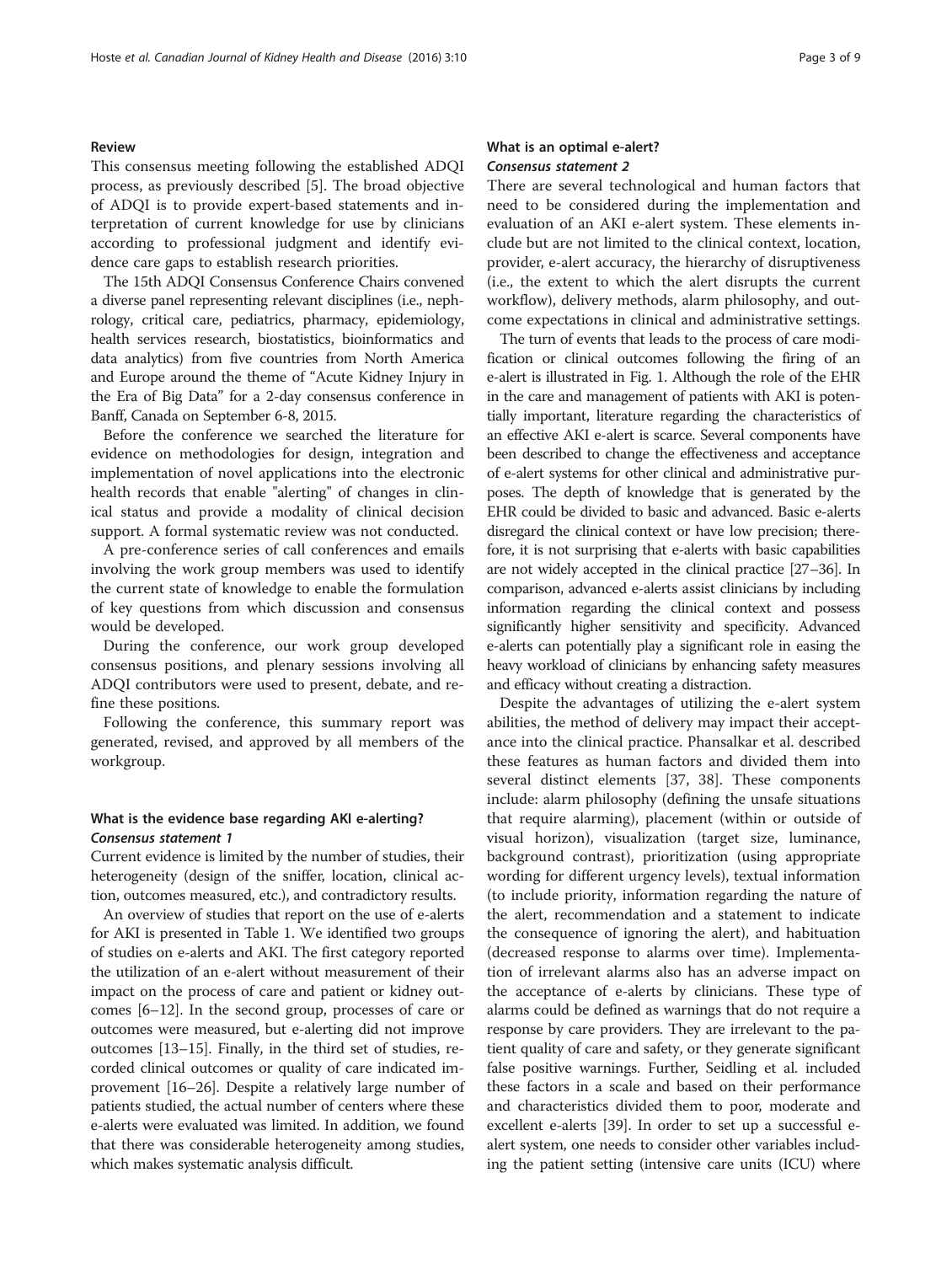## Review

This consensus meeting following the established ADQI process, as previously described [5]. The broad objective of ADQI is to provide expert-based statements and interpretation of current knowledge for use by clinicians according to professional judgment and identify evidence care gaps to establish research priorities.

The 15th ADQI Consensus Conference Chairs convened a diverse panel representing relevant disciplines (i.e., nephrology, critical care, pediatrics, pharmacy, epidemiology, health services research, biostatistics, bioinformatics and data analytics) from five countries from North America and Europe around the theme of "Acute Kidney Injury in the Era of Big Data" for a 2-day consensus conference in Banff, Canada on September 6-8, 2015.

Before the conference we searched the literature for evidence on methodologies for design, integration and implementation of novel applications into the electronic health records that enable "alerting" of changes in clinical status and provide a modality of clinical decision support. A formal systematic review was not conducted.

A pre-conference series of call conferences and emails involving the work group members was used to identify the current state of knowledge to enable the formulation of key questions from which discussion and consensus would be developed.

During the conference, our work group developed consensus positions, and plenary sessions involving all ADQI contributors were used to present, debate, and refine these positions.

Following the conference, this summary report was generated, revised, and approved by all members of the workgroup.

### What is the evidence base regarding AKI e-alerting?

#### *Consensus statement 1*

Current evidence is limited by the number of studies, their heterogeneity (design of the sniffer, location, clinical action, outcomes measured, etc.), and contradictory results.

An overview of studies that report on the use of e-alerts for AKI is presented in Table 1. We identified two groups of studies on e-alerts and AKI. The first category reported the utilization of an e-alert without measurement of their impact on the process of care and patient or kidney outcomes [6–12]. In the second group, processes of care or outcomes were measured, but e-alerting did not improve outcomes [13–15]. Finally, in the third set of studies, recorded clinical outcomes or quality of care indicated improvement [16–26]. Despite a relatively large number of patients studied, the actual number of centers where these e-alerts were evaluated was limited. In addition, we found that there was considerable heterogeneity among studies, which makes systematic analysis difficult.

### What is an optimal e-alert?

#### *Consensus statement 2*

There are several technological and human factors that need to be considered during the implementation and evaluation of an AKI e-alert system. These elements include but are not limited to the clinical context, location, provider, e-alert accuracy, the hierarchy of disruptiveness (i.e., the extent to which the alert disrupts the current workflow), delivery methods, alarm philosophy, and outcome expectations in clinical and administrative settings.

The turn of events that leads to the process of care modification or clinical outcomes following the firing of an e-alert is illustrated in Fig. 1. Although the role of the EHR in the care and management of patients with AKI is potentially important, literature regarding the characteristics of an effective AKI e-alert is scarce. Several components have been described to change the effectiveness and acceptance of e-alert systems for other clinical and administrative purposes. The depth of knowledge that is generated by the EHR could be divided to basic and advanced. Basic e-alerts disregard the clinical context or have low precision; therefore, it is not surprising that e-alerts with basic capabilities are not widely accepted in the clinical practice [27–36]. In comparison, advanced e-alerts assist clinicians by including information regarding the clinical context and possess significantly higher sensitivity and specificity. Advanced e-alerts can potentially play a significant role in easing the heavy workload of clinicians by enhancing safety measures and efficacy without creating a distraction.

Despite the advantages of utilizing the e-alert system abilities, the method of delivery may impact their acceptance into the clinical practice. Phansalkar et al. described these features as human factors and divided them into several distinct elements [37, 38]. These components include: alarm philosophy (defining the unsafe situations that require alarming), placement (within or outside of visual horizon), visualization (target size, luminance, background contrast), prioritization (using appropriate wording for different urgency levels), textual information (to include priority, information regarding the nature of the alert, recommendation and a statement to indicate the consequence of ignoring the alert), and habituation (decreased response to alarms over time). Implementation of irrelevant alarms also has an adverse impact on the acceptance of e-alerts by clinicians. These type of alarms could be defined as warnings that do not require a response by care providers. They are irrelevant to the patient quality of care and safety, or they generate significant false positive warnings. Further, Seidling et al. included these factors in a scale and based on their performance and characteristics divided them to poor, moderate and excellent e-alerts [39]. In order to set up a successful e-alert system, one needs to consider other variables including the patient setting (intensive care units (ICU) where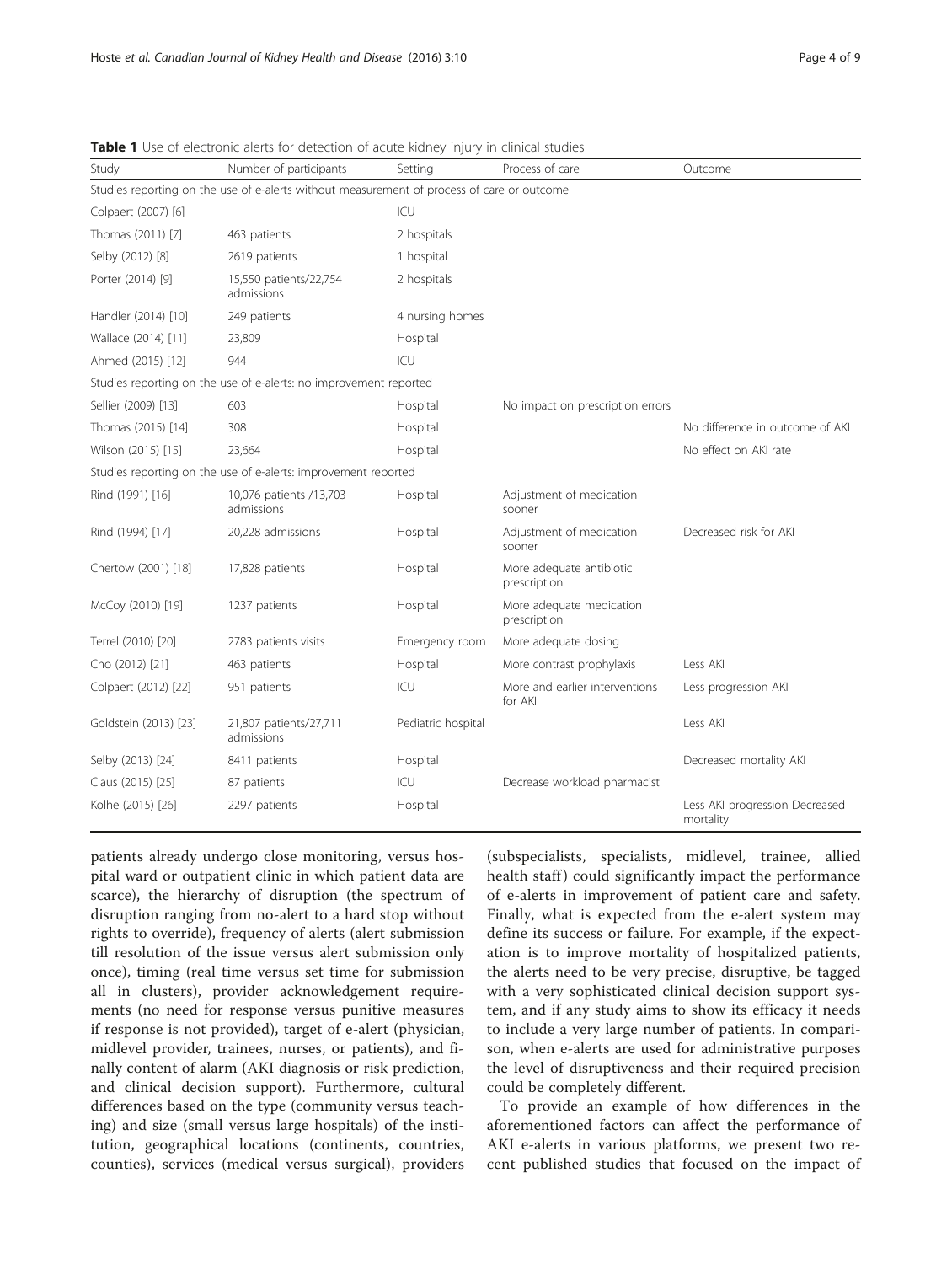**Table 1** Use of electronic alerts for detection of acute kidney injury in clinical studies

| Study | Number of participants | Setting | Process of care | Outcome |
|---|---|---|---|---|
| Studies reporting on the use of e-alerts without measurement of process of care or outcome | | | | |
| Colpaert (2007) [6] | | ICU | | |
| Thomas (2011) [7] | 463 patients | 2 hospitals | | |
| Selby (2012) [8] | 2619 patients | 1 hospital | | |
| Porter (2014) [9] | 15,550 patients/22,754 admissions | 2 hospitals | | |
| Handler (2014) [10] | 249 patients | 4 nursing homes | | |
| Wallace (2014) [11] | 23,809 | Hospital | | |
| Ahmed (2015) [12] | 944 | ICU | | |
| Studies reporting on the use of e-alerts: no improvement reported | | | | |
| Sellier (2009) [13] | 603 | Hospital | No impact on prescription errors | |
| Thomas (2015) [14] | 308 | Hospital | | No difference in outcome of AKI |
| Wilson (2015) [15] | 23,664 | Hospital | | No effect on AKI rate |
| Studies reporting on the use of e-alerts: improvement reported | | | | |
| Rind (1991) [16] | 10,076 patients /13,703 admissions | Hospital | Adjustment of medication sooner | |
| Rind (1994) [17] | 20,228 admissions | Hospital | Adjustment of medication sooner | Decreased risk for AKI |
| Chertow (2001) [18] | 17,828 patients | Hospital | More adequate antibiotic prescription | |
| McCoy (2010) [19] | 1237 patients | Hospital | More adequate medication prescription | |
| Terrel (2010) [20] | 2783 patients visits | Emergency room | More adequate dosing | |
| Cho (2012) [21] | 463 patients | Hospital | More contrast prophylaxis | Less AKI |
| Colpaert (2012) [22] | 951 patients | ICU | More and earlier interventions for AKI | Less progression AKI |
| Goldstein (2013) [23] | 21,807 patients/27,711 admissions | Pediatric hospital | | Less AKI |
| Selby (2013) [24] | 8411 patients | Hospital | | Decreased mortality AKI |
| Claus (2015) [25] | 87 patients | ICU | Decrease workload pharmacist | |
| Kolhe (2015) [26] | 2297 patients | Hospital | | Less AKI progression Decreased mortality |

patients already undergo close monitoring, versus hospital ward or outpatient clinic in which patient data are scarce), the hierarchy of disruption (the spectrum of disruption ranging from no-alert to a hard stop without rights to override), frequency of alerts (alert submission till resolution of the issue versus alert submission only once), timing (real time versus set time for submission all in clusters), provider acknowledgement requirements (no need for response versus punitive measures if response is not provided), target of e-alert (physician, midlevel provider, trainees, nurses, or patients), and finally content of alarm (AKI diagnosis or risk prediction, and clinical decision support). Furthermore, cultural differences based on the type (community versus teaching) and size (small versus large hospitals) of the institution, geographical locations (continents, countries, counties), services (medical versus surgical), providers (subspecialists, specialists, midlevel, trainee, allied health staff) could significantly impact the performance of e-alerts in improvement of patient care and safety. Finally, what is expected from the e-alert system may define its success or failure. For example, if the expectation is to improve mortality of hospitalized patients, the alerts need to be very precise, disruptive, be tagged with a very sophisticated clinical decision support system, and if any study aims to show its efficacy it needs to include a very large number of patients. In comparison, when e-alerts are used for administrative purposes the level of disruptiveness and their required precision could be completely different.

To provide an example of how differences in the aforementioned factors can affect the performance of AKI e-alerts in various platforms, we present two recent published studies that focused on the impact of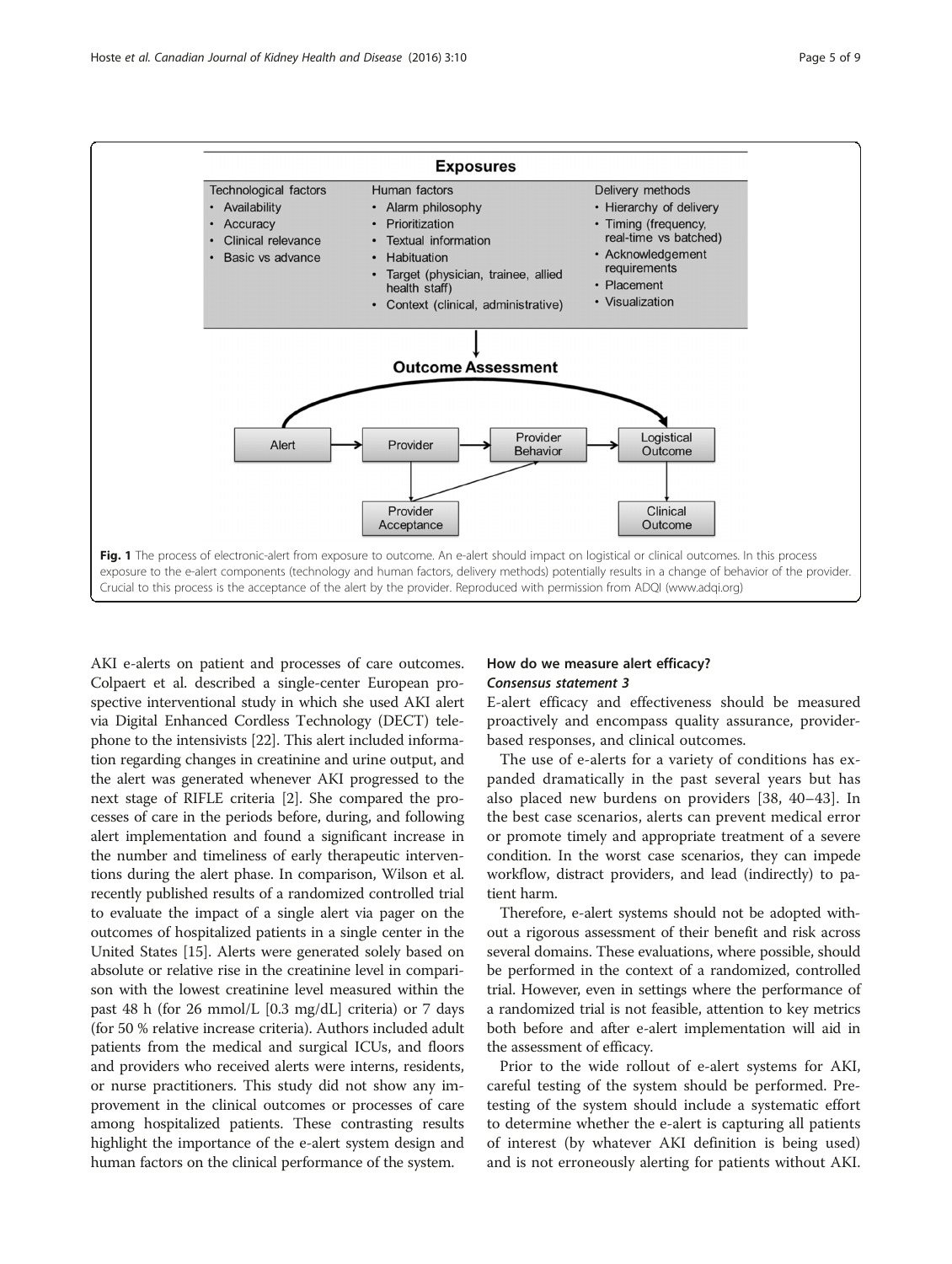Fig. 1 The process of electronic-alert from exposure to outcome. An e-alert should impact on logistical or clinical outcomes. In this process exposure to the e-alert components (technology and human factors, delivery methods) potentially results in a change of behavior of the provider. Crucial to this process is the acceptance of the alert by the provider. Reproduced with permission from ADQI (www.adqi.org)

AKI e-alerts on patient and processes of care outcomes. Colpaert et al. described a single-center European prospective interventional study in which she used AKI alert via Digital Enhanced Cordless Technology (DECT) telephone to the intensivists [22]. This alert included information regarding changes in creatinine and urine output, and the alert was generated whenever AKI progressed to the next stage of RIFLE criteria [2]. She compared the processes of care in the periods before, during, and following alert implementation and found a significant increase in the number and timeliness of early therapeutic interventions during the alert phase. In comparison, Wilson et al. recently published results of a randomized controlled trial to evaluate the impact of a single alert via pager on the outcomes of hospitalized patients in a single center in the United States [15]. Alerts were generated solely based on absolute or relative rise in the creatinine level in comparison with the lowest creatinine level measured within the past 48 h (for 26 mmol/L [0.3 mg/dL] criteria) or 7 days (for 50 % relative increase criteria). Authors included adult patients from the medical and surgical ICUs, and floors and providers who received alerts were interns, residents, or nurse practitioners. This study did not show any improvement in the clinical outcomes or processes of care among hospitalized patients. These contrasting results highlight the importance of the e-alert system design and human factors on the clinical performance of the system.

## How do we measure alert efficacy?

### *Consensus statement 3*

E-alert efficacy and effectiveness should be measured proactively and encompass quality assurance, provider-based responses, and clinical outcomes.

The use of e-alerts for a variety of conditions has expanded dramatically in the past several years but has also placed new burdens on providers [38, 40–43]. In the best case scenarios, alerts can prevent medical error or promote timely and appropriate treatment of a severe condition. In the worst case scenarios, they can impede workflow, distract providers, and lead (indirectly) to patient harm.

Therefore, e-alert systems should not be adopted without a rigorous assessment of their benefit and risk across several domains. These evaluations, where possible, should be performed in the context of a randomized, controlled trial. However, even in settings where the performance of a randomized trial is not feasible, attention to key metrics both before and after e-alert implementation will aid in the assessment of efficacy.

Prior to the wide rollout of e-alert systems for AKI, careful testing of the system should be performed. Pretesting of the system should include a systematic effort to determine whether the e-alert is capturing all patients of interest (by whatever AKI definition is being used) and is not erroneously alerting for patients without AKI.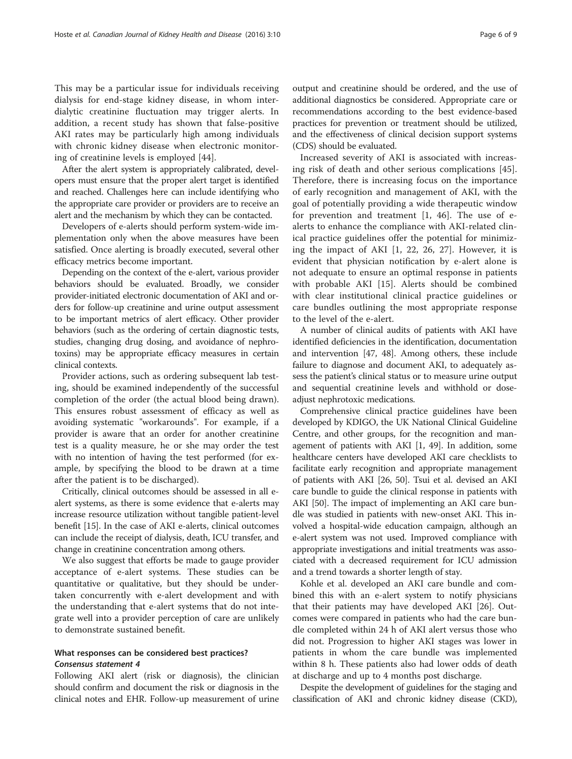This may be a particular issue for individuals receiving dialysis for end-stage kidney disease, in whom inter-dialytic creatinine fluctuation may trigger alerts. In addition, a recent study has shown that false-positive AKI rates may be particularly high among individuals with chronic kidney disease when electronic monitoring of creatinine levels is employed [44].

After the alert system is appropriately calibrated, developers must ensure that the proper alert target is identified and reached. Challenges here can include identifying who the appropriate care provider or providers are to receive an alert and the mechanism by which they can be contacted.

Developers of e-alerts should perform system-wide implementation only when the above measures have been satisfied. Once alerting is broadly executed, several other efficacy metrics become important.

Depending on the context of the e-alert, various provider behaviors should be evaluated. Broadly, we consider provider-initiated electronic documentation of AKI and orders for follow-up creatinine and urine output assessment to be important metrics of alert efficacy. Other provider behaviors (such as the ordering of certain diagnostic tests, studies, changing drug dosing, and avoidance of nephrotoxins) may be appropriate efficacy measures in certain clinical contexts.

Provider actions, such as ordering subsequent lab testing, should be examined independently of the successful completion of the order (the actual blood being drawn). This ensures robust assessment of efficacy as well as avoiding systematic "workarounds". For example, if a provider is aware that an order for another creatinine test is a quality measure, he or she may order the test with no intention of having the test performed (for example, by specifying the blood to be drawn at a time after the patient is to be discharged).

Critically, clinical outcomes should be assessed in all e-alert systems, as there is some evidence that e-alerts may increase resource utilization without tangible patient-level benefit [15]. In the case of AKI e-alerts, clinical outcomes can include the receipt of dialysis, death, ICU transfer, and change in creatinine concentration among others.

We also suggest that efforts be made to gauge provider acceptance of e-alert systems. These studies can be quantitative or qualitative, but they should be undertaken concurrently with e-alert development and with the understanding that e-alert systems that do not integrate well into a provider perception of care are unlikely to demonstrate sustained benefit.

### What responses can be considered best practices?

#### *Consensus statement 4*

Following AKI alert (risk or diagnosis), the clinician should confirm and document the risk or diagnosis in the clinical notes and EHR. Follow-up measurement of urine output and creatinine should be ordered, and the use of additional diagnostics be considered. Appropriate care or recommendations according to the best evidence-based practices for prevention or treatment should be utilized, and the effectiveness of clinical decision support systems (CDS) should be evaluated.

Increased severity of AKI is associated with increasing risk of death and other serious complications [45]. Therefore, there is increasing focus on the importance of early recognition and management of AKI, with the goal of potentially providing a wide therapeutic window for prevention and treatment [1, 46]. The use of e-alerts to enhance the compliance with AKI-related clinical practice guidelines offer the potential for minimizing the impact of AKI [1, 22, 26, 27]. However, it is evident that physician notification by e-alert alone is not adequate to ensure an optimal response in patients with probable AKI [15]. Alerts should be combined with clear institutional clinical practice guidelines or care bundles outlining the most appropriate response to the level of the e-alert.

A number of clinical audits of patients with AKI have identified deficiencies in the identification, documentation and intervention [47, 48]. Among others, these include failure to diagnose and document AKI, to adequately assess the patient's clinical status or to measure urine output and sequential creatinine levels and withhold or dose-adjust nephrotoxic medications.

Comprehensive clinical practice guidelines have been developed by KDIGO, the UK National Clinical Guideline Centre, and other groups, for the recognition and management of patients with AKI [1, 49]. In addition, some healthcare centers have developed AKI care checklists to facilitate early recognition and appropriate management of patients with AKI [26, 50]. Tsui et al. devised an AKI care bundle to guide the clinical response in patients with AKI [50]. The impact of implementing an AKI care bundle was studied in patients with new-onset AKI. This involved a hospital-wide education campaign, although an e-alert system was not used. Improved compliance with appropriate investigations and initial treatments was associated with a decreased requirement for ICU admission and a trend towards a shorter length of stay.

Kohle et al. developed an AKI care bundle and combined this with an e-alert system to notify physicians that their patients may have developed AKI [26]. Outcomes were compared in patients who had the care bundle completed within 24 h of AKI alert versus those who did not. Progression to higher AKI stages was lower in patients in whom the care bundle was implemented within 8 h. These patients also had lower odds of death at discharge and up to 4 months post discharge.

Despite the development of guidelines for the staging and classification of AKI and chronic kidney disease (CKD),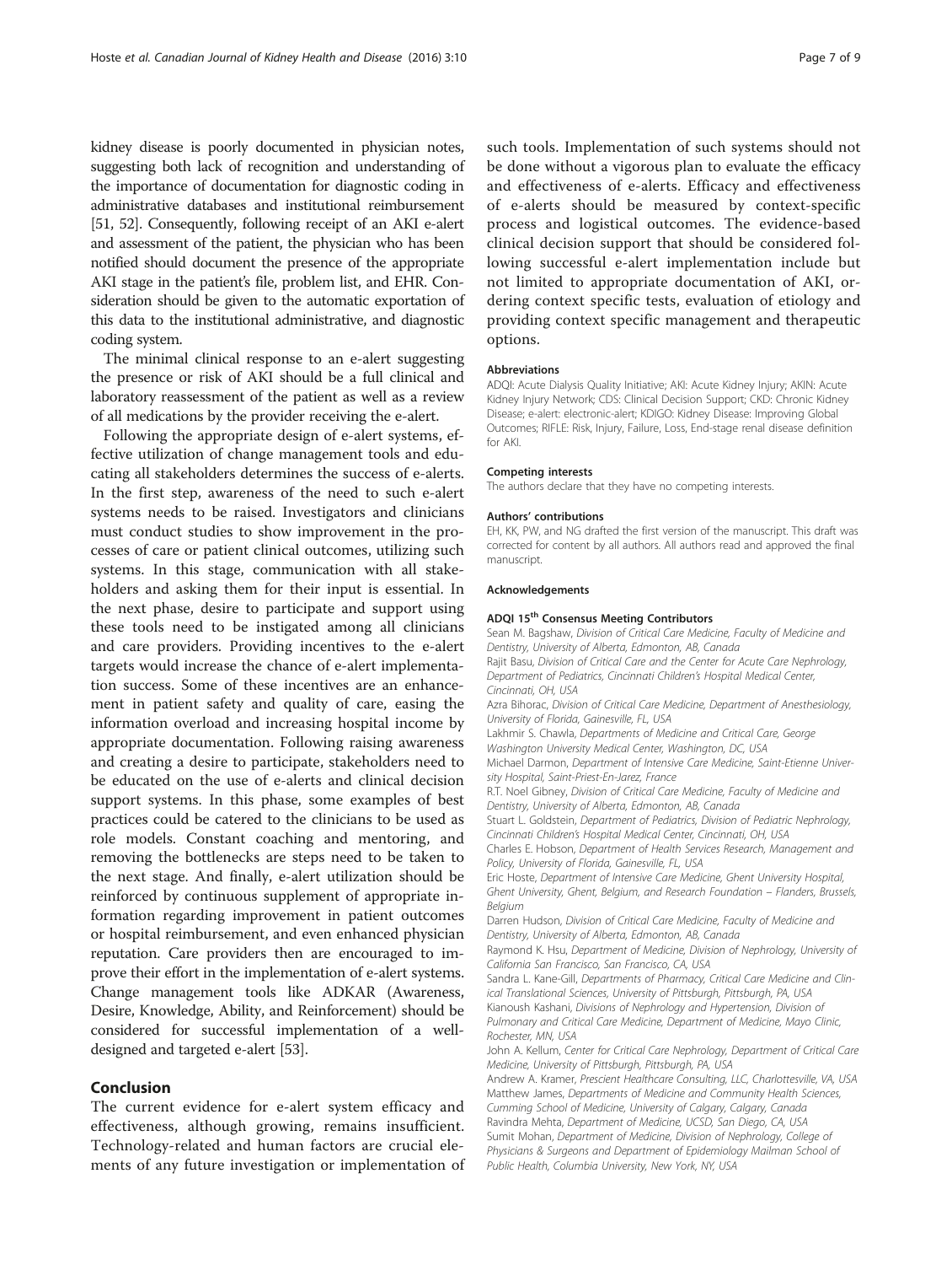kidney disease is poorly documented in physician notes, suggesting both lack of recognition and understanding of the importance of documentation for diagnostic coding in administrative databases and institutional reimbursement [51, 52]. Consequently, following receipt of an AKI e-alert and assessment of the patient, the physician who has been notified should document the presence of the appropriate AKI stage in the patient's file, problem list, and EHR. Consideration should be given to the automatic exportation of this data to the institutional administrative, and diagnostic coding system.

The minimal clinical response to an e-alert suggesting the presence or risk of AKI should be a full clinical and laboratory reassessment of the patient as well as a review of all medications by the provider receiving the e-alert.

Following the appropriate design of e-alert systems, effective utilization of change management tools and educating all stakeholders determines the success of e-alerts. In the first step, awareness of the need to such e-alert systems needs to be raised. Investigators and clinicians must conduct studies to show improvement in the processes of care or patient clinical outcomes, utilizing such systems. In this stage, communication with all stakeholders and asking them for their input is essential. In the next phase, desire to participate and support using these tools need to be instigated among all clinicians and care providers. Providing incentives to the e-alert targets would increase the chance of e-alert implementation success. Some of these incentives are an enhancement in patient safety and quality of care, easing the information overload and increasing hospital income by appropriate documentation. Following raising awareness and creating a desire to participate, stakeholders need to be educated on the use of e-alerts and clinical decision support systems. In this phase, some examples of best practices could be catered to the clinicians to be used as role models. Constant coaching and mentoring, and removing the bottlenecks are steps need to be taken to the next stage. And finally, e-alert utilization should be reinforced by continuous supplement of appropriate information regarding improvement in patient outcomes or hospital reimbursement, and even enhanced physician reputation. Care providers then are encouraged to improve their effort in the implementation of e-alert systems. Change management tools like ADKAR (Awareness, Desire, Knowledge, Ability, and Reinforcement) should be considered for successful implementation of a well-designed and targeted e-alert [53].

## Conclusion

The current evidence for e-alert system efficacy and effectiveness, although growing, remains insufficient. Technology-related and human factors are crucial elements of any future investigation or implementation of such tools. Implementation of such systems should not be done without a vigorous plan to evaluate the efficacy and effectiveness of e-alerts. Efficacy and effectiveness of e-alerts should be measured by context-specific process and logistical outcomes. The evidence-based clinical decision support that should be considered following successful e-alert implementation include but not limited to appropriate documentation of AKI, ordering context specific tests, evaluation of etiology and providing context specific management and therapeutic options.

#### Abbreviations

ADQI: Acute Dialysis Quality Initiative; AKI: Acute Kidney Injury; AKIN: Acute Kidney Injury Network; CDS: Clinical Decision Support; CKD: Chronic Kidney Disease; e-alert: electronic-alert; KDIGO: Kidney Disease: Improving Global Outcomes; RIFLE: Risk, Injury, Failure, Loss, End-stage renal disease definition for AKI.

#### Competing interests

The authors declare that they have no competing interests.

#### Authors' contributions

EH, KK, PW, and NG drafted the first version of the manuscript. This draft was corrected for content by all authors. All authors read and approved the final manuscript.

#### Acknowledgements

**ADQI 15th Consensus Meeting Contributors**

Sean M. Bagshaw, *Division of Critical Care Medicine, Faculty of Medicine and Dentistry, University of Alberta, Edmonton, AB, Canada*
Rajit Basu, *Division of Critical Care and the Center for Acute Care Nephrology, Department of Pediatrics, Cincinnati Children's Hospital Medical Center, Cincinnati, OH, USA*
Azra Bihorac, *Division of Critical Care Medicine, Department of Anesthesiology, University of Florida, Gainesville, FL, USA*
Lakhmir S. Chawla, *Departments of Medicine and Critical Care, George Washington University Medical Center, Washington, DC, USA*
Michael Darmon, *Department of Intensive Care Medicine, Saint-Etienne University Hospital, Saint-Priest-En-Jarez, France*
R.T. Noel Gibney, *Division of Critical Care Medicine, Faculty of Medicine and Dentistry, University of Alberta, Edmonton, AB, Canada*
Stuart L. Goldstein, *Department of Pediatrics, Division of Pediatric Nephrology, Cincinnati Children's Hospital Medical Center, Cincinnati, OH, USA*
Charles E. Hobson, *Department of Health Services Research, Management and Policy, University of Florida, Gainesville, FL, USA*
Eric Hoste, *Department of Intensive Care Medicine, Ghent University Hospital, Ghent University, Ghent, Belgium, and Research Foundation – Flanders, Brussels, Belgium*
Darren Hudson, *Division of Critical Care Medicine, Faculty of Medicine and Dentistry, University of Alberta, Edmonton, AB, Canada*
Raymond K. Hsu, *Department of Medicine, Division of Nephrology, University of California San Francisco, San Francisco, CA, USA*
Sandra L. Kane-Gill, *Departments of Pharmacy, Critical Care Medicine and Clinical Translational Sciences, University of Pittsburgh, Pittsburgh, PA, USA*
Kianoush Kashani, *Divisions of Nephrology and Hypertension, Division of Pulmonary and Critical Care Medicine, Department of Medicine, Mayo Clinic, Rochester, MN, USA*
John A. Kellum, *Center for Critical Care Nephrology, Department of Critical Care Medicine, University of Pittsburgh, Pittsburgh, PA, USA*
Andrew A. Kramer, *Prescient Healthcare Consulting, LLC, Charlottesville, VA, USA*
Matthew James, *Departments of Medicine and Community Health Sciences, Cumming School of Medicine, University of Calgary, Calgary, Canada*
Ravindra Mehta, *Department of Medicine, UCSD, San Diego, CA, USA*
Sumit Mohan, *Department of Medicine, Division of Nephrology, College of Physicians & Surgeons and Department of Epidemiology Mailman School of Public Health, Columbia University, New York, NY, USA*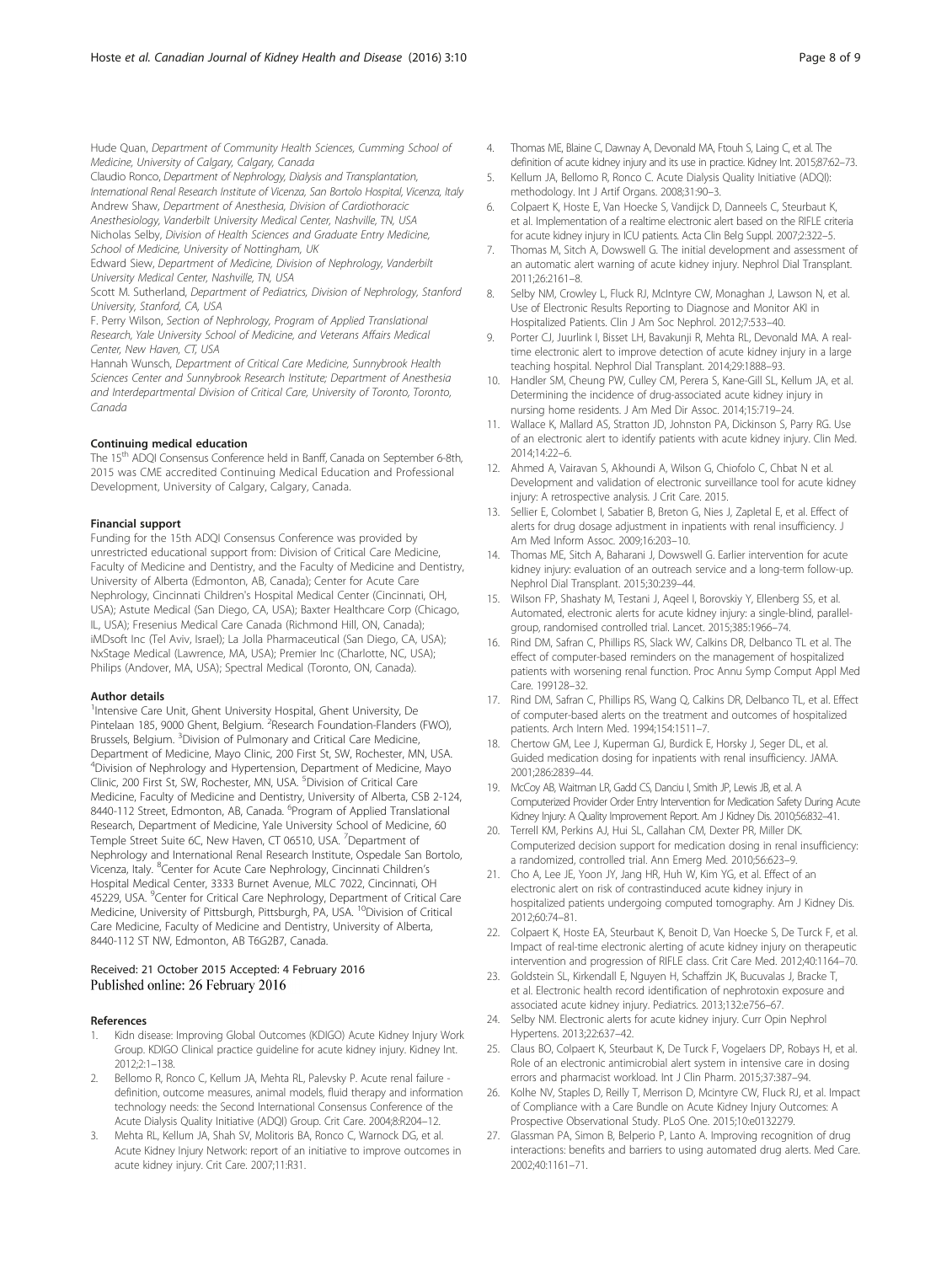Hude Quan, *Department of Community Health Sciences, Cumming School of Medicine, University of Calgary, Calgary, Canada*
Claudio Ronco, *Department of Nephrology, Dialysis and Transplantation, International Renal Research Institute of Vicenza, San Bortolo Hospital, Vicenza, Italy*
Andrew Shaw, *Department of Anesthesia, Division of Cardiothoracic Anesthesiology, Vanderbilt University Medical Center, Nashville, TN, USA*
Nicholas Selby, *Division of Health Sciences and Graduate Entry Medicine, School of Medicine, University of Nottingham, UK*
Edward Siew, *Department of Medicine, Division of Nephrology, Vanderbilt University Medical Center, Nashville, TN, USA*
Scott M. Sutherland, *Department of Pediatrics, Division of Nephrology, Stanford University, Stanford, CA, USA*
F. Perry Wilson, *Section of Nephrology, Program of Applied Translational Research, Yale University School of Medicine, and Veterans Affairs Medical Center, New Haven, CT, USA*
Hannah Wunsch, *Department of Critical Care Medicine, Sunnybrook Health Sciences Center and Sunnybrook Research Institute; Department of Anesthesia and Interdepartmental Division of Critical Care, University of Toronto, Toronto, Canada*

#### Continuing medical education

The 15th ADQI Consensus Conference held in Banff, Canada on September 6-8th, 2015 was CME accredited Continuing Medical Education and Professional Development, University of Calgary, Calgary, Canada.

#### Financial support

Funding for the 15th ADQI Consensus Conference was provided by unrestricted educational support from: Division of Critical Care Medicine, Faculty of Medicine and Dentistry, and the Faculty of Medicine and Dentistry, University of Alberta (Edmonton, AB, Canada); Center for Acute Care Nephrology, Cincinnati Children's Hospital Medical Center (Cincinnati, OH, USA); Astute Medical (San Diego, CA, USA); Baxter Healthcare Corp (Chicago, IL, USA); Fresenius Medical Care Canada (Richmond Hill, ON, Canada); iMDsoft Inc (Tel Aviv, Israel); La Jolla Pharmaceutical (San Diego, CA, USA); NxStage Medical (Lawrence, MA, USA); Premier Inc (Charlotte, NC, USA); Philips (Andover, MA, USA); Spectral Medical (Toronto, ON, Canada).

#### Author details

[1]Intensive Care Unit, Ghent University Hospital, Ghent University, De Pintelaan 185, 9000 Ghent, Belgium. [2]Research Foundation-Flanders (FWO), Brussels, Belgium. [3]Division of Pulmonary and Critical Care Medicine, Department of Medicine, Mayo Clinic, 200 First St, SW, Rochester, MN, USA. [4]Division of Nephrology and Hypertension, Department of Medicine, Mayo Clinic, 200 First St, SW, Rochester, MN, USA. [5]Division of Critical Care Medicine, Faculty of Medicine and Dentistry, University of Alberta, CSB 2-124, 8440-112 Street, Edmonton, AB, Canada. [6]Program of Applied Translational Research, Department of Medicine, Yale University School of Medicine, 60 Temple Street Suite 6C, New Haven, CT 06510, USA. [7]Department of Nephrology and International Renal Research Institute, Ospedale San Bortolo, Vicenza, Italy. [8]Center for Acute Care Nephrology, Cincinnati Children's Hospital Medical Center, 3333 Burnet Avenue, MLC 7022, Cincinnati, OH 45229, USA. [9]Center for Critical Care Nephrology, Department of Critical Care Medicine, University of Pittsburgh, Pittsburgh, PA, USA. [10]Division of Critical Care Medicine, Faculty of Medicine and Dentistry, University of Alberta, 8440-112 ST NW, Edmonton, AB T6G2B7, Canada.

Received: 21 October 2015 Accepted: 4 February 2016
Published online: 26 February 2016

#### References

1. Kidn disease: Improving Global Outcomes (KDIGO) Acute Kidney Injury Work Group. KDIGO Clinical practice guideline for acute kidney injury. Kidney Int. 2012;2:1–138.
2. Bellomo R, Ronco C, Kellum JA, Mehta RL, Palevsky P. Acute renal failure - definition, outcome measures, animal models, fluid therapy and information technology needs: the Second International Consensus Conference of the Acute Dialysis Quality Initiative (ADQI) Group. Crit Care. 2004;8:R204–12.
3. Mehta RL, Kellum JA, Shah SV, Molitoris BA, Ronco C, Warnock DG, et al. Acute Kidney Injury Network: report of an initiative to improve outcomes in acute kidney injury. Crit Care. 2007;11:R31.
4. Thomas ME, Blaine C, Dawnay A, Devonald MA, Ftouh S, Laing C, et al. The definition of acute kidney injury and its use in practice. Kidney Int. 2015;87:62–73.
5. Kellum JA, Bellomo R, Ronco C. Acute Dialysis Quality Initiative (ADQI): methodology. Int J Artif Organs. 2008;31:90–3.
6. Colpaert K, Hoste E, Van Hoecke S, Vandijck D, Danneels C, Steurbaut K, et al. Implementation of a realtime electronic alert based on the RIFLE criteria for acute kidney injury in ICU patients. Acta Clin Belg Suppl. 2007;2:322–5.
7. Thomas M, Sitch A, Dowswell G. The initial development and assessment of an automatic alert warning of acute kidney injury. Nephrol Dial Transplant. 2011;26:2161–8.
8. Selby NM, Crowley L, Fluck RJ, McIntyre CW, Monaghan J, Lawson N, et al. Use of Electronic Results Reporting to Diagnose and Monitor AKI in Hospitalized Patients. Clin J Am Soc Nephrol. 2012;7:533–40.
9. Porter CJ, Juurlink I, Bisset LH, Bavakunji R, Mehta RL, Devonald MA. A real-time electronic alert to improve detection of acute kidney injury in a large teaching hospital. Nephrol Dial Transplant. 2014;29:1888–93.
10. Handler SM, Cheung PW, Culley CM, Perera S, Kane-Gill SL, Kellum JA, et al. Determining the incidence of drug-associated acute kidney injury in nursing home residents. J Am Med Dir Assoc. 2014;15:719–24.
11. Wallace K, Mallard AS, Stratton JD, Johnston PA, Dickinson S, Parry RG. Use of an electronic alert to identify patients with acute kidney injury. Clin Med. 2014;14:22–6.
12. Ahmed A, Vairavan S, Akhoundi A, Wilson G, Chiofolo C, Chbat N et al. Development and validation of electronic surveillance tool for acute kidney injury: A retrospective analysis. J Crit Care. 2015.
13. Sellier E, Colombet I, Sabatier B, Breton G, Nies J, Zapletal E, et al. Effect of alerts for drug dosage adjustment in inpatients with renal insufficiency. J Am Med Inform Assoc. 2009;16:203–10.
14. Thomas ME, Sitch A, Baharani J, Dowswell G. Earlier intervention for acute kidney injury: evaluation of an outreach service and a long-term follow-up. Nephrol Dial Transplant. 2015;30:239–44.
15. Wilson FP, Shashaty M, Testani J, Aqeel I, Borovskiy Y, Ellenberg SS, et al. Automated, electronic alerts for acute kidney injury: a single-blind, parallel-group, randomised controlled trial. Lancet. 2015;385:1966–74.
16. Rind DM, Safran C, Phillips RS, Slack WV, Calkins DR, Delbanco TL et al. The effect of computer-based reminders on the management of hospitalized patients with worsening renal function. Proc Annu Symp Comput Appl Med Care. 199128–32.
17. Rind DM, Safran C, Phillips RS, Wang Q, Calkins DR, Delbanco TL, et al. Effect of computer-based alerts on the treatment and outcomes of hospitalized patients. Arch Intern Med. 1994;154:1511–7.
18. Chertow GM, Lee J, Kuperman GJ, Burdick E, Horsky J, Seger DL, et al. Guided medication dosing for inpatients with renal insufficiency. JAMA. 2001;286:2839–44.
19. McCoy AB, Waitman LR, Gadd CS, Danciu I, Smith JP, Lewis JB, et al. A Computerized Provider Order Entry Intervention for Medication Safety During Acute Kidney Injury: A Quality Improvement Report. Am J Kidney Dis. 2010;56:832–41.
20. Terrell KM, Perkins AJ, Hui SL, Callahan CM, Dexter PR, Miller DK. Computerized decision support for medication dosing in renal insufficiency: a randomized, controlled trial. Ann Emerg Med. 2010;56:623–9.
21. Cho A, Lee JE, Yoon JY, Jang HR, Huh W, Kim YG, et al. Effect of an electronic alert on risk of contrastinduced acute kidney injury in hospitalized patients undergoing computed tomography. Am J Kidney Dis. 2012;60:74–81.
22. Colpaert K, Hoste EA, Steurbaut K, Benoit D, Van Hoecke S, De Turck F, et al. Impact of real-time electronic alerting of acute kidney injury on therapeutic intervention and progression of RIFLE class. Crit Care Med. 2012;40:1164–70.
23. Goldstein SL, Kirkendall E, Nguyen H, Schaffzin JK, Bucuvalas J, Bracke T, et al. Electronic health record identification of nephrotoxin exposure and associated acute kidney injury. Pediatrics. 2013;132:e756–67.
24. Selby NM. Electronic alerts for acute kidney injury. Curr Opin Nephrol Hypertens. 2013;22:637–42.
25. Claus BO, Colpaert K, Steurbaut K, De Turck F, Vogelaers DP, Robays H, et al. Role of an electronic antimicrobial alert system in intensive care in dosing errors and pharmacist workload. Int J Clin Pharm. 2015;37:387–94.
26. Kolhe NV, Staples D, Reilly T, Merrison D, Mcintyre CW, Fluck RJ, et al. Impact of Compliance with a Care Bundle on Acute Kidney Injury Outcomes: A Prospective Observational Study. PLoS One. 2015;10:e0132279.
27. Glassman PA, Simon B, Belperio P, Lanto A. Improving recognition of drug interactions: benefits and barriers to using automated drug alerts. Med Care. 2002;40:1161–71.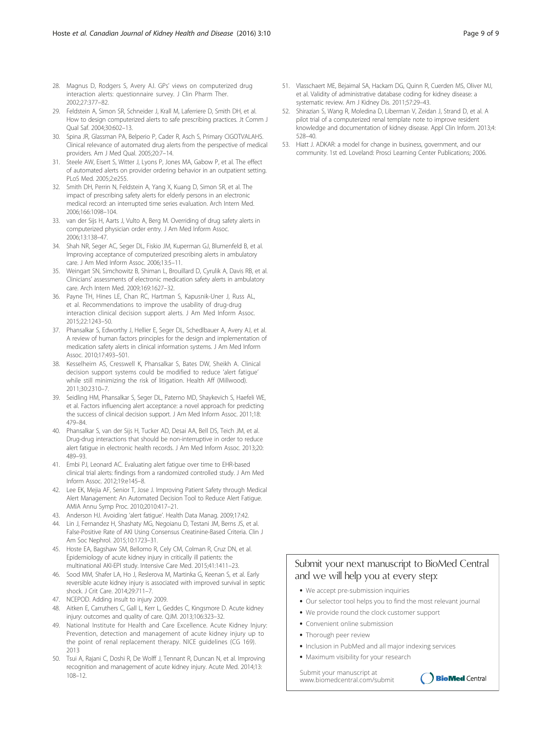28. Magnus D, Rodgers S, Avery AJ. GPs' views on computerized drug interaction alerts: questionnaire survey. J Clin Pharm Ther. 2002;27:377–82.
29. Feldstein A, Simon SR, Schneider J, Krall M, Laferriere D, Smith DH, et al. How to design computerized alerts to safe prescribing practices. Jt Comm J Qual Saf. 2004;30:602–13.
30. Spina JR, Glassman PA, Belperio P, Cader R, Asch S, Primary CIGOTVALAHS. Clinical relevance of automated drug alerts from the perspective of medical providers. Am J Med Qual. 2005;20:7–14.
31. Steele AW, Eisert S, Witter J, Lyons P, Jones MA, Gabow P, et al. The effect of automated alerts on provider ordering behavior in an outpatient setting. PLoS Med. 2005;2:e255.
32. Smith DH, Perrin N, Feldstein A, Yang X, Kuang D, Simon SR, et al. The impact of prescribing safety alerts for elderly persons in an electronic medical record: an interrupted time series evaluation. Arch Intern Med. 2006;166:1098–104.
33. van der Sijs H, Aarts J, Vulto A, Berg M. Overriding of drug safety alerts in computerized physician order entry. J Am Med Inform Assoc. 2006;13:138–47.
34. Shah NR, Seger AC, Seger DL, Fiskio JM, Kuperman GJ, Blumenfeld B, et al. Improving acceptance of computerized prescribing alerts in ambulatory care. J Am Med Inform Assoc. 2006;13:5–11.
35. Weingart SN, Simchowitz B, Shiman L, Brouillard D, Cyrulik A, Davis RB, et al. Clinicians' assessments of electronic medication safety alerts in ambulatory care. Arch Intern Med. 2009;169:1627–32.
36. Payne TH, Hines LE, Chan RC, Hartman S, Kapusnik-Uner J, Russ AL, et al. Recommendations to improve the usability of drug-drug interaction clinical decision support alerts. J Am Med Inform Assoc. 2015;22:1243–50.
37. Phansalkar S, Edworthy J, Hellier E, Seger DL, Schedlbauer A, Avery AJ, et al. A review of human factors principles for the design and implementation of medication safety alerts in clinical information systems. J Am Med Inform Assoc. 2010;17:493–501.
38. Kesselheim AS, Cresswell K, Phansalkar S, Bates DW, Sheikh A. Clinical decision support systems could be modified to reduce 'alert fatigue' while still minimizing the risk of litigation. Health Aff (Millwood). 2011;30:2310–7.
39. Seidling HM, Phansalkar S, Seger DL, Paterno MD, Shaykevich S, Haefeli WE, et al. Factors influencing alert acceptance: a novel approach for predicting the success of clinical decision support. J Am Med Inform Assoc. 2011;18:479–84.
40. Phansalkar S, van der Sijs H, Tucker AD, Desai AA, Bell DS, Teich JM, et al. Drug-drug interactions that should be non-interruptive in order to reduce alert fatigue in electronic health records. J Am Med Inform Assoc. 2013;20:489–93.
41. Embi PJ, Leonard AC. Evaluating alert fatigue over time to EHR-based clinical trial alerts: findings from a randomized controlled study. J Am Med Inform Assoc. 2012;19:e145–8.
42. Lee EK, Mejia AF, Senior T, Jose J. Improving Patient Safety through Medical Alert Management: An Automated Decision Tool to Reduce Alert Fatigue. AMIA Annu Symp Proc. 2010;2010:417–21.
43. Anderson HJ. Avoiding 'alert fatigue'. Health Data Manag. 2009;17:42.
44. Lin J, Fernandez H, Shashaty MG, Negoianu D, Testani JM, Berns JS, et al. False-Positive Rate of AKI Using Consensus Creatinine-Based Criteria. Clin J Am Soc Nephrol. 2015;10:1723–31.
45. Hoste EA, Bagshaw SM, Bellomo R, Cely CM, Colman R, Cruz DN, et al. Epidemiology of acute kidney injury in critically ill patients: the multinational AKI-EPI study. Intensive Care Med. 2015;41:1411–23.
46. Sood MM, Shafer LA, Ho J, Reslerova M, Martinka G, Keenan S, et al. Early reversible acute kidney injury is associated with improved survival in septic shock. J Crit Care. 2014;29:711–7.
47. NCEPOD. Adding insult to injury 2009.
48. Aitken E, Carruthers C, Gall L, Kerr L, Geddes C, Kingsmore D. Acute kidney injury: outcomes and quality of care. QJM. 2013;106:323–32.
49. National Institute for Health and Care Excellence. Acute Kidney Injury: Prevention, detection and management of acute kidney injury up to the point of renal replacement therapy. NICE guidelines (CG 169). 2013
50. Tsui A, Rajani C, Doshi R, De Wolff J, Tennant R, Duncan N, et al. Improving recognition and management of acute kidney injury. Acute Med. 2014;13:108–12.
51. Vlasschaert ME, Bejaimal SA, Hackam DG, Quinn R, Cuerden MS, Oliver MJ, et al. Validity of administrative database coding for kidney disease: a systematic review. Am J Kidney Dis. 2011;57:29–43.
52. Shirazian S, Wang R, Moledina D, Liberman V, Zeidan J, Strand D, et al. A pilot trial of a computerized renal template note to improve resident knowledge and documentation of kidney disease. Appl Clin Inform. 2013;4:528–40.
53. Hiatt J. ADKAR: a model for change in business, government, and our community. 1st ed. Loveland: Prosci Learning Center Publications; 2006.

Submit your next manuscript to BioMed Central and we will help you at every step:

- We accept pre-submission inquiries
- Our selector tool helps you to find the most relevant journal
- We provide round the clock customer support
- Convenient online submission
- Thorough peer review
- Inclusion in PubMed and all major indexing services
- Maximum visibility for your research

Submit your manuscript at www.biomedcentral.com/submit

BioMed Central